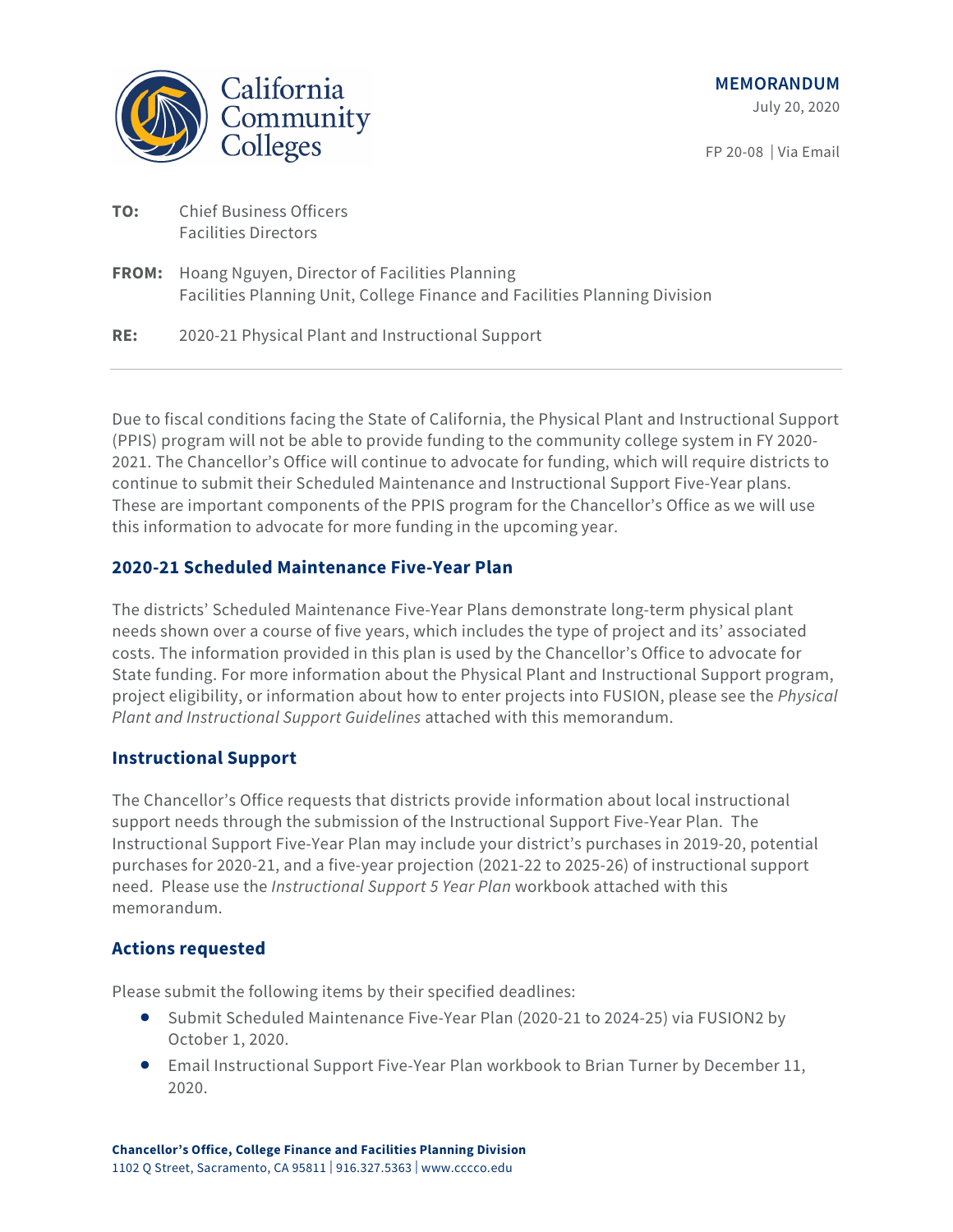California Community Colleges

**MEMORANDUM**

July 20, 2020

FP 20-08 | Via Email

**TO:** Chief Business Officers
Facilities Directors

**FROM:** Hoang Nguyen, Director of Facilities Planning
Facilities Planning Unit, College Finance and Facilities Planning Division

**RE:** 2020-21 Physical Plant and Instructional Support

---

Due to fiscal conditions facing the State of California, the Physical Plant and Instructional Support (PPIS) program will not be able to provide funding to the community college system in FY 2020-2021. The Chancellor's Office will continue to advocate for funding, which will require districts to continue to submit their Scheduled Maintenance and Instructional Support Five-Year plans. These are important components of the PPIS program for the Chancellor's Office as we will use this information to advocate for more funding in the upcoming year.

## 2020-21 Scheduled Maintenance Five-Year Plan

The districts' Scheduled Maintenance Five-Year Plans demonstrate long-term physical plant needs shown over a course of five years, which includes the type of project and its' associated costs. The information provided in this plan is used by the Chancellor's Office to advocate for State funding. For more information about the Physical Plant and Instructional Support program, project eligibility, or information about how to enter projects into FUSION, please see the *Physical Plant and Instructional Support Guidelines* attached with this memorandum.

## Instructional Support

The Chancellor's Office requests that districts provide information about local instructional support needs through the submission of the Instructional Support Five-Year Plan. The Instructional Support Five-Year Plan may include your district's purchases in 2019-20, potential purchases for 2020-21, and a five-year projection (2021-22 to 2025-26) of instructional support need. Please use the *Instructional Support 5 Year Plan* workbook attached with this memorandum.

## Actions requested

Please submit the following items by their specified deadlines:

- Submit Scheduled Maintenance Five-Year Plan (2020-21 to 2024-25) via FUSION2 by October 1, 2020.
- Email Instructional Support Five-Year Plan workbook to Brian Turner by December 11, 2020.

**Chancellor's Office, College Finance and Facilities Planning Division**
1102 Q Street, Sacramento, CA 95811 | 916.327.5363 | www.cccco.edu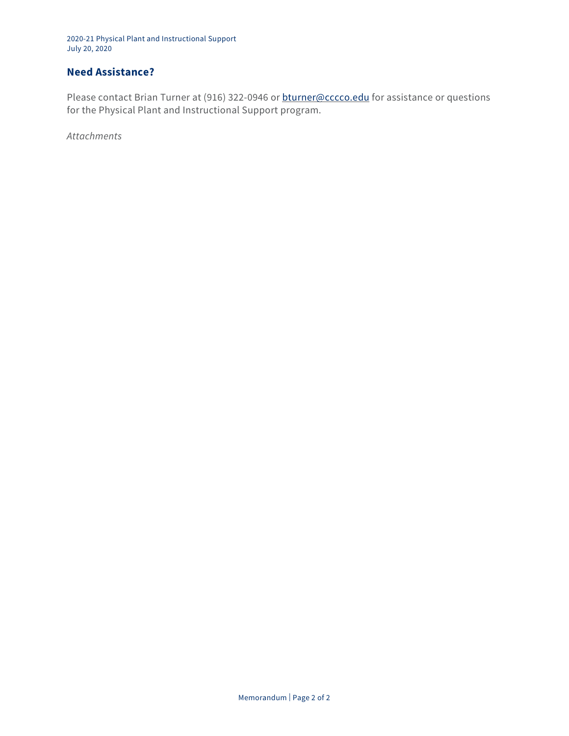## Need Assistance?

Please contact Brian Turner at (916) 322-0946 or [bturner@cccco.edu](mailto:bturner@cccco.edu) for assistance or questions for the Physical Plant and Instructional Support program.

*Attachments*